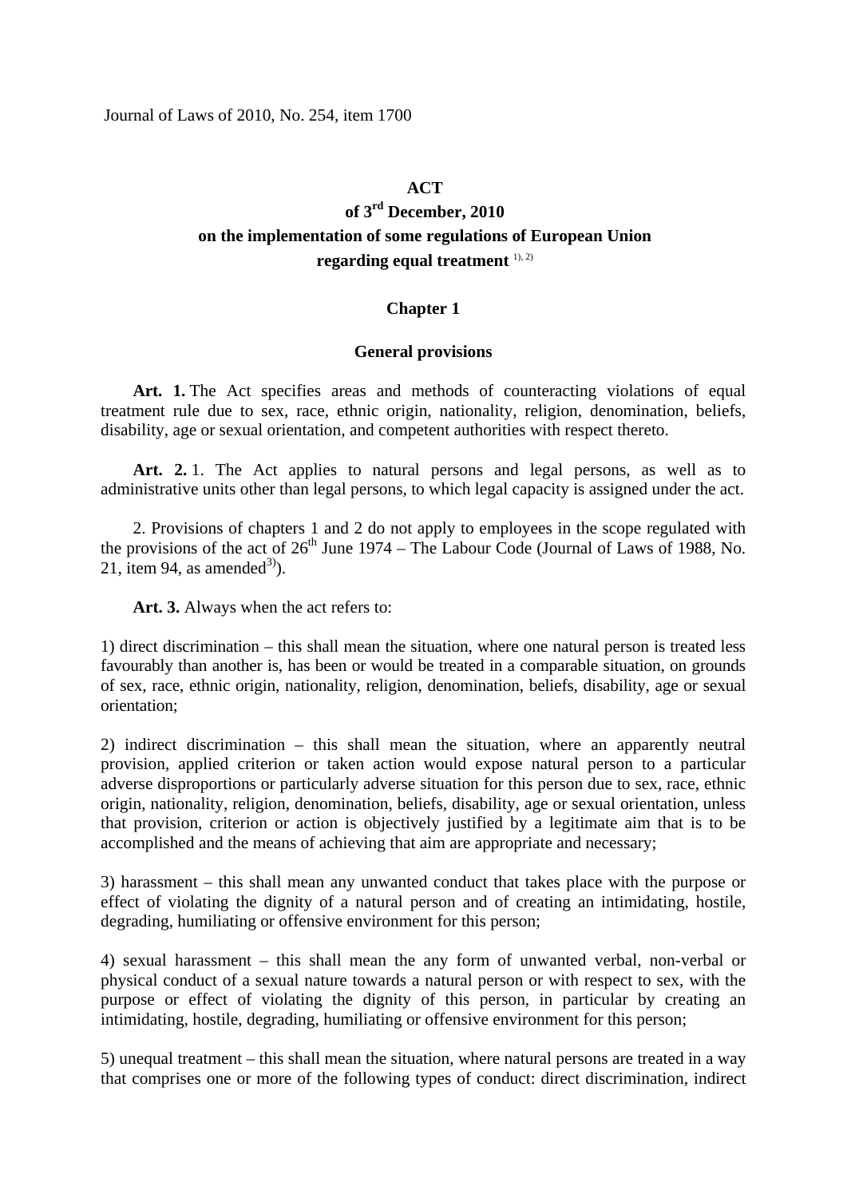Journal of Laws of 2010, No. 254, item 1700

# ACT
# of 3rd December, 2010
# on the implementation of some regulations of European Union regarding equal treatment [1), 2)]

## Chapter 1

## General provisions

**Art. 1.** The Act specifies areas and methods of counteracting violations of equal treatment rule due to sex, race, ethnic origin, nationality, religion, denomination, beliefs, disability, age or sexual orientation, and competent authorities with respect thereto.

**Art. 2.** 1. The Act applies to natural persons and legal persons, as well as to administrative units other than legal persons, to which legal capacity is assigned under the act.

2. Provisions of chapters 1 and 2 do not apply to employees in the scope regulated with the provisions of the act of 26th June 1974 – The Labour Code (Journal of Laws of 1988, No. 21, item 94, as amended[3)]).

**Art. 3.** Always when the act refers to:

1) direct discrimination – this shall mean the situation, where one natural person is treated less favourably than another is, has been or would be treated in a comparable situation, on grounds of sex, race, ethnic origin, nationality, religion, denomination, beliefs, disability, age or sexual orientation;

2) indirect discrimination – this shall mean the situation, where an apparently neutral provision, applied criterion or taken action would expose natural person to a particular adverse disproportions or particularly adverse situation for this person due to sex, race, ethnic origin, nationality, religion, denomination, beliefs, disability, age or sexual orientation, unless that provision, criterion or action is objectively justified by a legitimate aim that is to be accomplished and the means of achieving that aim are appropriate and necessary;

3) harassment – this shall mean any unwanted conduct that takes place with the purpose or effect of violating the dignity of a natural person and of creating an intimidating, hostile, degrading, humiliating or offensive environment for this person;

4) sexual harassment – this shall mean the any form of unwanted verbal, non-verbal or physical conduct of a sexual nature towards a natural person or with respect to sex, with the purpose or effect of violating the dignity of this person, in particular by creating an intimidating, hostile, degrading, humiliating or offensive environment for this person;

5) unequal treatment – this shall mean the situation, where natural persons are treated in a way that comprises one or more of the following types of conduct: direct discrimination, indirect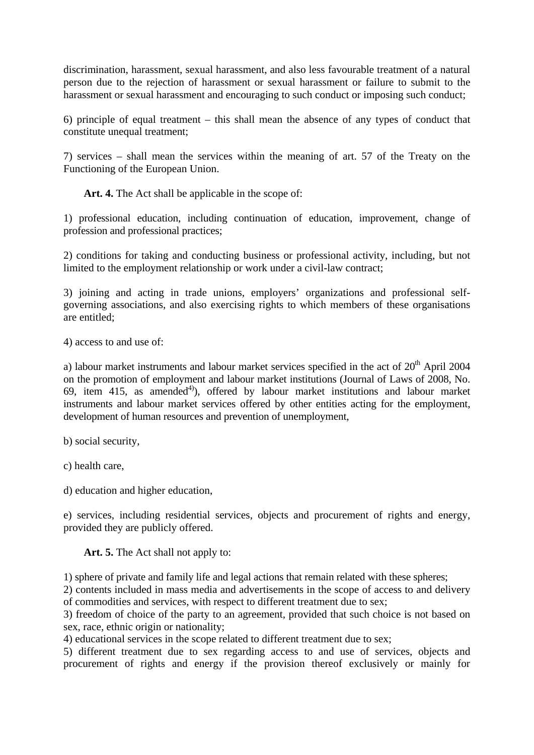discrimination, harassment, sexual harassment, and also less favourable treatment of a natural person due to the rejection of harassment or sexual harassment or failure to submit to the harassment or sexual harassment and encouraging to such conduct or imposing such conduct;

6) principle of equal treatment – this shall mean the absence of any types of conduct that constitute unequal treatment;

7) services – shall mean the services within the meaning of art. 57 of the Treaty on the Functioning of the European Union.

**Art. 4.** The Act shall be applicable in the scope of:

1) professional education, including continuation of education, improvement, change of profession and professional practices;

2) conditions for taking and conducting business or professional activity, including, but not limited to the employment relationship or work under a civil-law contract;

3) joining and acting in trade unions, employers' organizations and professional self-governing associations, and also exercising rights to which members of these organisations are entitled;

4) access to and use of:

a) labour market instruments and labour market services specified in the act of 20th April 2004 on the promotion of employment and labour market institutions (Journal of Laws of 2008, No. 69, item 415, as amended[4)]), offered by labour market institutions and labour market instruments and labour market services offered by other entities acting for the employment, development of human resources and prevention of unemployment,

b) social security,

c) health care,

d) education and higher education,

e) services, including residential services, objects and procurement of rights and energy, provided they are publicly offered.

**Art. 5.** The Act shall not apply to:

1) sphere of private and family life and legal actions that remain related with these spheres;
2) contents included in mass media and advertisements in the scope of access to and delivery of commodities and services, with respect to different treatment due to sex;
3) freedom of choice of the party to an agreement, provided that such choice is not based on sex, race, ethnic origin or nationality;
4) educational services in the scope related to different treatment due to sex;
5) different treatment due to sex regarding access to and use of services, objects and procurement of rights and energy if the provision thereof exclusively or mainly for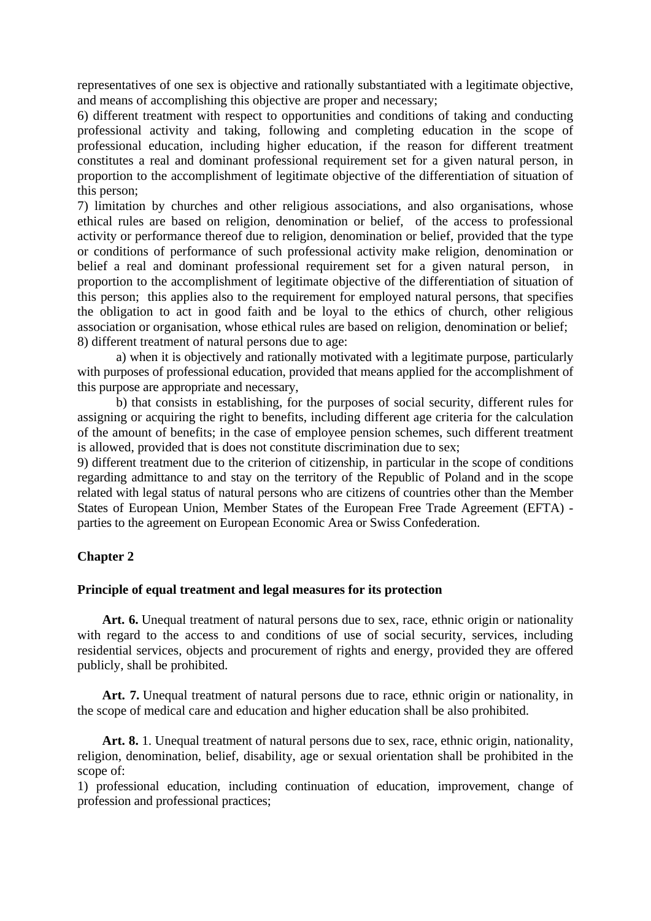representatives of one sex is objective and rationally substantiated with a legitimate objective, and means of accomplishing this objective are proper and necessary;

6) different treatment with respect to opportunities and conditions of taking and conducting professional activity and taking, following and completing education in the scope of professional education, including higher education, if the reason for different treatment constitutes a real and dominant professional requirement set for a given natural person, in proportion to the accomplishment of legitimate objective of the differentiation of situation of this person;

7) limitation by churches and other religious associations, and also organisations, whose ethical rules are based on religion, denomination or belief, of the access to professional activity or performance thereof due to religion, denomination or belief, provided that the type or conditions of performance of such professional activity make religion, denomination or belief a real and dominant professional requirement set for a given natural person, in proportion to the accomplishment of legitimate objective of the differentiation of situation of this person; this applies also to the requirement for employed natural persons, that specifies the obligation to act in good faith and be loyal to the ethics of church, other religious association or organisation, whose ethical rules are based on religion, denomination or belief;

8) different treatment of natural persons due to age:

a) when it is objectively and rationally motivated with a legitimate purpose, particularly with purposes of professional education, provided that means applied for the accomplishment of this purpose are appropriate and necessary,

b) that consists in establishing, for the purposes of social security, different rules for assigning or acquiring the right to benefits, including different age criteria for the calculation of the amount of benefits; in the case of employee pension schemes, such different treatment is allowed, provided that is does not constitute discrimination due to sex;

9) different treatment due to the criterion of citizenship, in particular in the scope of conditions regarding admittance to and stay on the territory of the Republic of Poland and in the scope related with legal status of natural persons who are citizens of countries other than the Member States of European Union, Member States of the European Free Trade Agreement (EFTA) - parties to the agreement on European Economic Area or Swiss Confederation.

## Chapter 2

### Principle of equal treatment and legal measures for its protection

**Art. 6.** Unequal treatment of natural persons due to sex, race, ethnic origin or nationality with regard to the access to and conditions of use of social security, services, including residential services, objects and procurement of rights and energy, provided they are offered publicly, shall be prohibited.

**Art. 7.** Unequal treatment of natural persons due to race, ethnic origin or nationality, in the scope of medical care and education and higher education shall be also prohibited.

**Art. 8.** 1. Unequal treatment of natural persons due to sex, race, ethnic origin, nationality, religion, denomination, belief, disability, age or sexual orientation shall be prohibited in the scope of:

1) professional education, including continuation of education, improvement, change of profession and professional practices;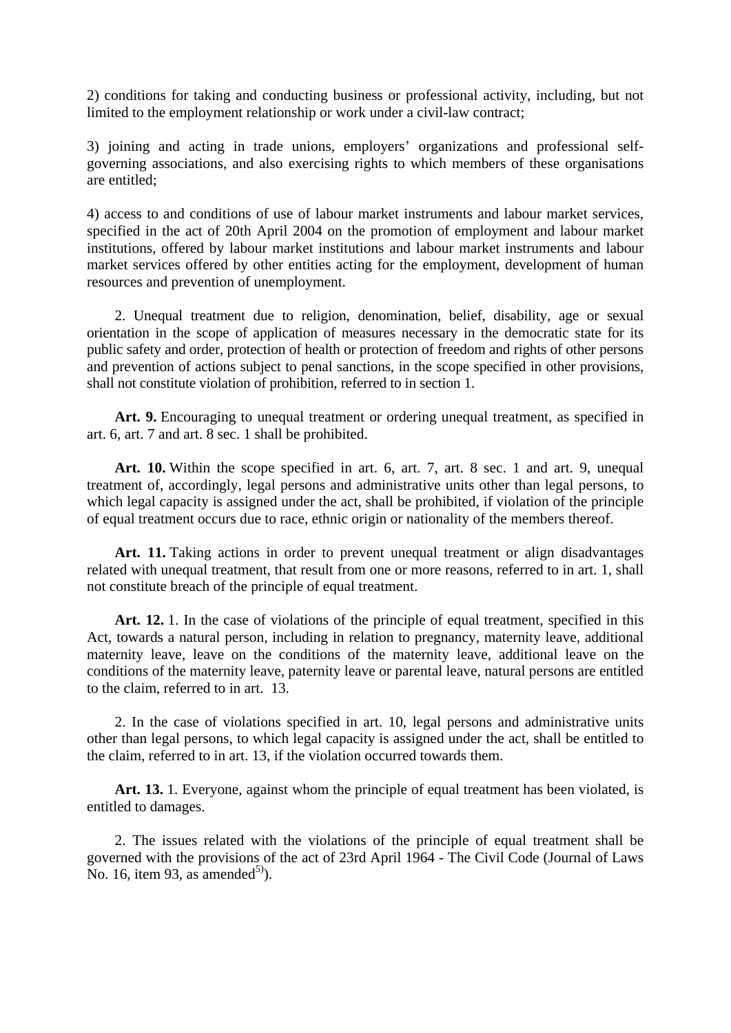2) conditions for taking and conducting business or professional activity, including, but not limited to the employment relationship or work under a civil-law contract;

3) joining and acting in trade unions, employers' organizations and professional self-governing associations, and also exercising rights to which members of these organisations are entitled;

4) access to and conditions of use of labour market instruments and labour market services, specified in the act of 20th April 2004 on the promotion of employment and labour market institutions, offered by labour market institutions and labour market instruments and labour market services offered by other entities acting for the employment, development of human resources and prevention of unemployment.

2. Unequal treatment due to religion, denomination, belief, disability, age or sexual orientation in the scope of application of measures necessary in the democratic state for its public safety and order, protection of health or protection of freedom and rights of other persons and prevention of actions subject to penal sanctions, in the scope specified in other provisions, shall not constitute violation of prohibition, referred to in section 1.

**Art. 9.** Encouraging to unequal treatment or ordering unequal treatment, as specified in art. 6, art. 7 and art. 8 sec. 1 shall be prohibited.

**Art. 10.** Within the scope specified in art. 6, art. 7, art. 8 sec. 1 and art. 9, unequal treatment of, accordingly, legal persons and administrative units other than legal persons, to which legal capacity is assigned under the act, shall be prohibited, if violation of the principle of equal treatment occurs due to race, ethnic origin or nationality of the members thereof.

**Art. 11.** Taking actions in order to prevent unequal treatment or align disadvantages related with unequal treatment, that result from one or more reasons, referred to in art. 1, shall not constitute breach of the principle of equal treatment.

**Art. 12.** 1. In the case of violations of the principle of equal treatment, specified in this Act, towards a natural person, including in relation to pregnancy, maternity leave, additional maternity leave, leave on the conditions of the maternity leave, additional leave on the conditions of the maternity leave, paternity leave or parental leave, natural persons are entitled to the claim, referred to in art. 13.

2. In the case of violations specified in art. 10, legal persons and administrative units other than legal persons, to which legal capacity is assigned under the act, shall be entitled to the claim, referred to in art. 13, if the violation occurred towards them.

**Art. 13.** 1. Everyone, against whom the principle of equal treatment has been violated, is entitled to damages.

2. The issues related with the violations of the principle of equal treatment shall be governed with the provisions of the act of 23rd April 1964 - The Civil Code (Journal of Laws No. 16, item 93, as amended[5)]).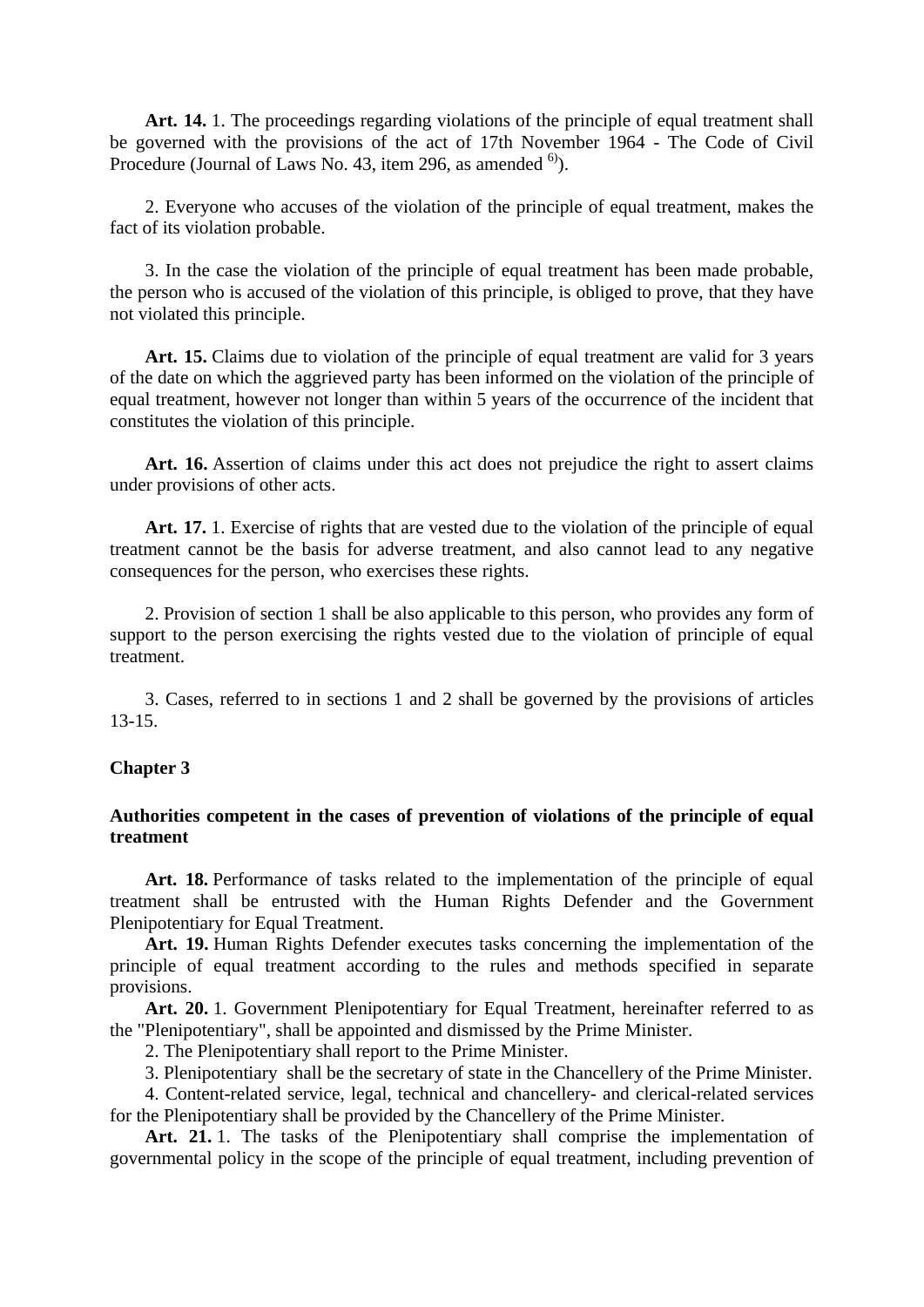**Art. 14.** 1. The proceedings regarding violations of the principle of equal treatment shall be governed with the provisions of the act of 17th November 1964 - The Code of Civil Procedure (Journal of Laws No. 43, item 296, as amended [6)]).

2. Everyone who accuses of the violation of the principle of equal treatment, makes the fact of its violation probable.

3. In the case the violation of the principle of equal treatment has been made probable, the person who is accused of the violation of this principle, is obliged to prove, that they have not violated this principle.

**Art. 15.** Claims due to violation of the principle of equal treatment are valid for 3 years of the date on which the aggrieved party has been informed on the violation of the principle of equal treatment, however not longer than within 5 years of the occurrence of the incident that constitutes the violation of this principle.

**Art. 16.** Assertion of claims under this act does not prejudice the right to assert claims under provisions of other acts.

**Art. 17.** 1. Exercise of rights that are vested due to the violation of the principle of equal treatment cannot be the basis for adverse treatment, and also cannot lead to any negative consequences for the person, who exercises these rights.

2. Provision of section 1 shall be also applicable to this person, who provides any form of support to the person exercising the rights vested due to the violation of principle of equal treatment.

3. Cases, referred to in sections 1 and 2 shall be governed by the provisions of articles 13-15.

**Chapter 3**

**Authorities competent in the cases of prevention of violations of the principle of equal treatment**

**Art. 18.** Performance of tasks related to the implementation of the principle of equal treatment shall be entrusted with the Human Rights Defender and the Government Plenipotentiary for Equal Treatment.

**Art. 19.** Human Rights Defender executes tasks concerning the implementation of the principle of equal treatment according to the rules and methods specified in separate provisions.

**Art. 20.** 1. Government Plenipotentiary for Equal Treatment, hereinafter referred to as the "Plenipotentiary", shall be appointed and dismissed by the Prime Minister.

2. The Plenipotentiary shall report to the Prime Minister.

3. Plenipotentiary shall be the secretary of state in the Chancellery of the Prime Minister.

4. Content-related service, legal, technical and chancellery- and clerical-related services for the Plenipotentiary shall be provided by the Chancellery of the Prime Minister.

**Art. 21.** 1. The tasks of the Plenipotentiary shall comprise the implementation of governmental policy in the scope of the principle of equal treatment, including prevention of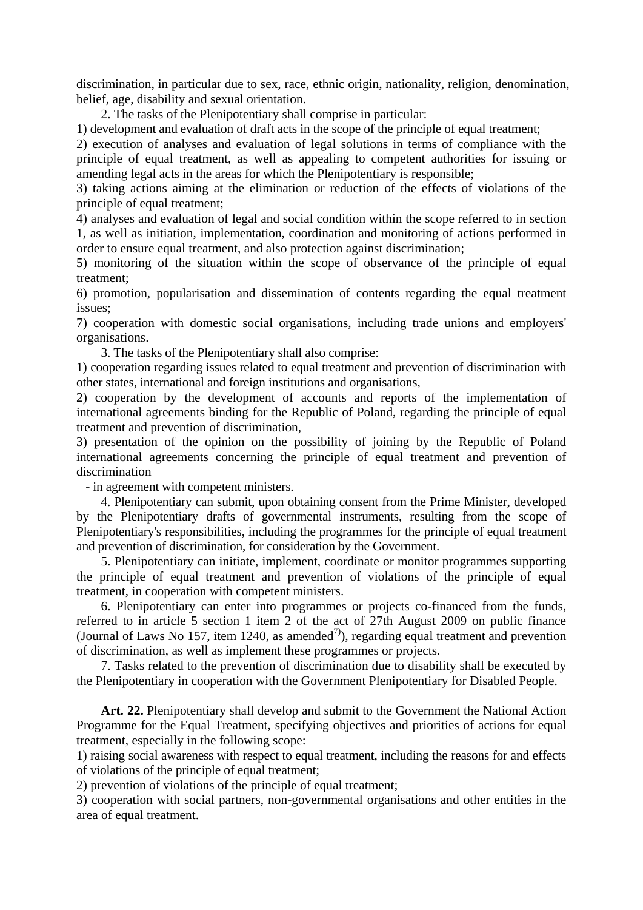discrimination, in particular due to sex, race, ethnic origin, nationality, religion, denomination, belief, age, disability and sexual orientation.

2. The tasks of the Plenipotentiary shall comprise in particular:

1) development and evaluation of draft acts in the scope of the principle of equal treatment;

2) execution of analyses and evaluation of legal solutions in terms of compliance with the principle of equal treatment, as well as appealing to competent authorities for issuing or amending legal acts in the areas for which the Plenipotentiary is responsible;

3) taking actions aiming at the elimination or reduction of the effects of violations of the principle of equal treatment;

4) analyses and evaluation of legal and social condition within the scope referred to in section 1, as well as initiation, implementation, coordination and monitoring of actions performed in order to ensure equal treatment, and also protection against discrimination;

5) monitoring of the situation within the scope of observance of the principle of equal treatment;

6) promotion, popularisation and dissemination of contents regarding the equal treatment issues;

7) cooperation with domestic social organisations, including trade unions and employers' organisations.

3. The tasks of the Plenipotentiary shall also comprise:

1) cooperation regarding issues related to equal treatment and prevention of discrimination with other states, international and foreign institutions and organisations,

2) cooperation by the development of accounts and reports of the implementation of international agreements binding for the Republic of Poland, regarding the principle of equal treatment and prevention of discrimination,

3) presentation of the opinion on the possibility of joining by the Republic of Poland international agreements concerning the principle of equal treatment and prevention of discrimination

- in agreement with competent ministers.

4. Plenipotentiary can submit, upon obtaining consent from the Prime Minister, developed by the Plenipotentiary drafts of governmental instruments, resulting from the scope of Plenipotentiary's responsibilities, including the programmes for the principle of equal treatment and prevention of discrimination, for consideration by the Government.

5. Plenipotentiary can initiate, implement, coordinate or monitor programmes supporting the principle of equal treatment and prevention of violations of the principle of equal treatment, in cooperation with competent ministers.

6. Plenipotentiary can enter into programmes or projects co-financed from the funds, referred to in article 5 section 1 item 2 of the act of 27th August 2009 on public finance (Journal of Laws No 157, item 1240, as amended[7)]), regarding equal treatment and prevention of discrimination, as well as implement these programmes or projects.

7. Tasks related to the prevention of discrimination due to disability shall be executed by the Plenipotentiary in cooperation with the Government Plenipotentiary for Disabled People.

**Art. 22.** Plenipotentiary shall develop and submit to the Government the National Action Programme for the Equal Treatment, specifying objectives and priorities of actions for equal treatment, especially in the following scope:

1) raising social awareness with respect to equal treatment, including the reasons for and effects of violations of the principle of equal treatment;

2) prevention of violations of the principle of equal treatment;

3) cooperation with social partners, non-governmental organisations and other entities in the area of equal treatment.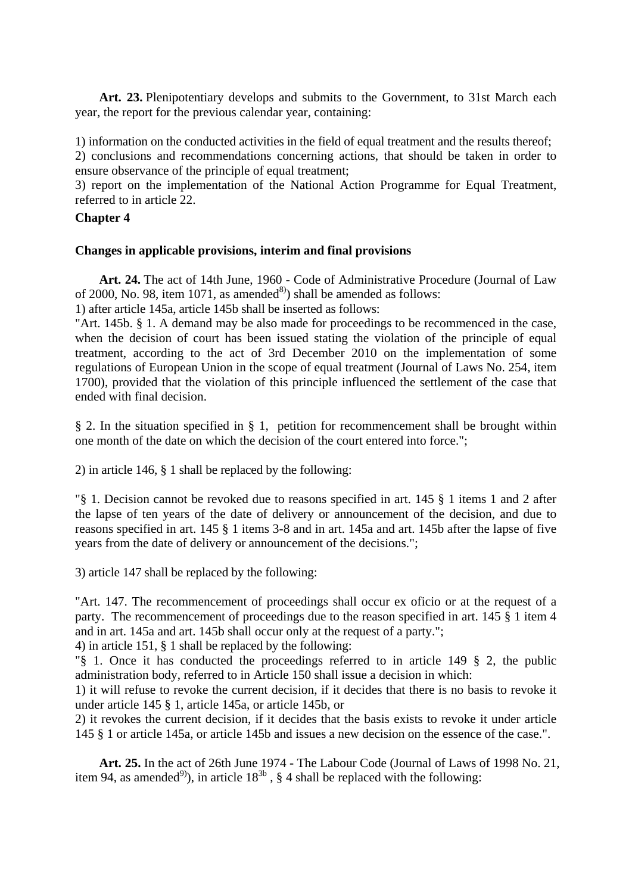**Art. 23.** Plenipotentiary develops and submits to the Government, to 31st March each year, the report for the previous calendar year, containing:

1) information on the conducted activities in the field of equal treatment and the results thereof;
2) conclusions and recommendations concerning actions, that should be taken in order to ensure observance of the principle of equal treatment;
3) report on the implementation of the National Action Programme for Equal Treatment, referred to in article 22.

**Chapter 4**

**Changes in applicable provisions, interim and final provisions**

**Art. 24.** The act of 14th June, 1960 - Code of Administrative Procedure (Journal of Law of 2000, No. 98, item 1071, as amended[8)]) shall be amended as follows:
1) after article 145a, article 145b shall be inserted as follows:
"Art. 145b. § 1. A demand may be also made for proceedings to be recommenced in the case, when the decision of court has been issued stating the violation of the principle of equal treatment, according to the act of 3rd December 2010 on the implementation of some regulations of European Union in the scope of equal treatment (Journal of Laws No. 254, item 1700), provided that the violation of this principle influenced the settlement of the case that ended with final decision.

§ 2. In the situation specified in § 1, petition for recommencement shall be brought within one month of the date on which the decision of the court entered into force.";

2) in article 146, § 1 shall be replaced by the following:

"§ 1. Decision cannot be revoked due to reasons specified in art. 145 § 1 items 1 and 2 after the lapse of ten years of the date of delivery or announcement of the decision, and due to reasons specified in art. 145 § 1 items 3-8 and in art. 145a and art. 145b after the lapse of five years from the date of delivery or announcement of the decisions.";

3) article 147 shall be replaced by the following:

"Art. 147. The recommencement of proceedings shall occur ex oficio or at the request of a party. The recommencement of proceedings due to the reason specified in art. 145 § 1 item 4 and in art. 145a and art. 145b shall occur only at the request of a party.";
4) in article 151, § 1 shall be replaced by the following:
"§ 1. Once it has conducted the proceedings referred to in article 149 § 2, the public administration body, referred to in Article 150 shall issue a decision in which:
1) it will refuse to revoke the current decision, if it decides that there is no basis to revoke it under article 145 § 1, article 145a, or article 145b, or
2) it revokes the current decision, if it decides that the basis exists to revoke it under article 145 § 1 or article 145a, or article 145b and issues a new decision on the essence of the case.".

**Art. 25.** In the act of 26th June 1974 - The Labour Code (Journal of Laws of 1998 No. 21, item 94, as amended[9)]), in article $18^{3b}$ , § 4 shall be replaced with the following: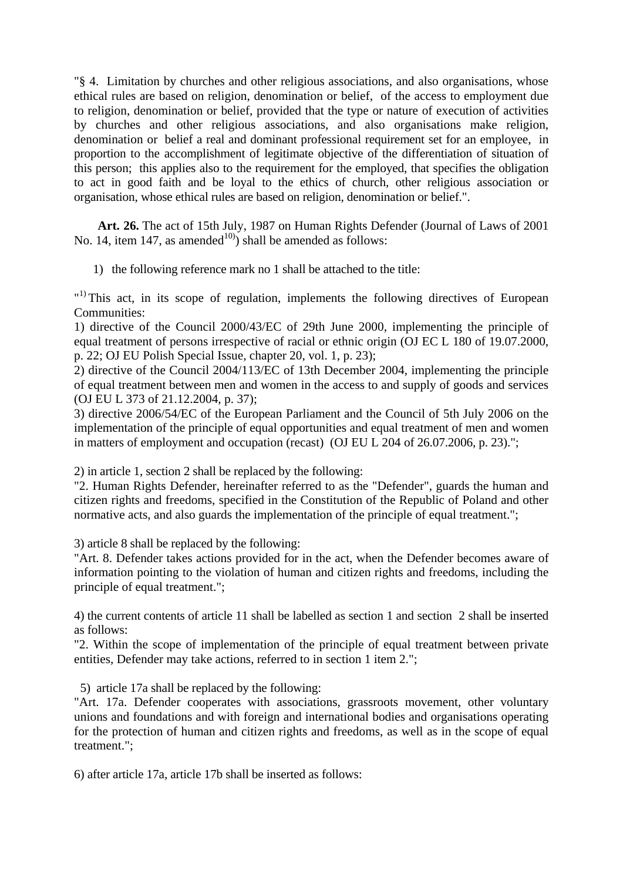"§ 4. Limitation by churches and other religious associations, and also organisations, whose ethical rules are based on religion, denomination or belief, of the access to employment due to religion, denomination or belief, provided that the type or nature of execution of activities by churches and other religious associations, and also organisations make religion, denomination or belief a real and dominant professional requirement set for an employee, in proportion to the accomplishment of legitimate objective of the differentiation of situation of this person; this applies also to the requirement for the employed, that specifies the obligation to act in good faith and be loyal to the ethics of church, other religious association or organisation, whose ethical rules are based on religion, denomination or belief.".

**Art. 26.** The act of 15th July, 1987 on Human Rights Defender (Journal of Laws of 2001 No. 14, item 147, as amended[10]) shall be amended as follows:

1) the following reference mark no 1 shall be attached to the title:

"[1)] This act, in its scope of regulation, implements the following directives of European Communities:
1) directive of the Council 2000/43/EC of 29th June 2000, implementing the principle of equal treatment of persons irrespective of racial or ethnic origin (OJ EC L 180 of 19.07.2000, p. 22; OJ EU Polish Special Issue, chapter 20, vol. 1, p. 23);
2) directive of the Council 2004/113/EC of 13th December 2004, implementing the principle of equal treatment between men and women in the access to and supply of goods and services (OJ EU L 373 of 21.12.2004, p. 37);
3) directive 2006/54/EC of the European Parliament and the Council of 5th July 2006 on the implementation of the principle of equal opportunities and equal treatment of men and women in matters of employment and occupation (recast) (OJ EU L 204 of 26.07.2006, p. 23).";

2) in article 1, section 2 shall be replaced by the following:
"2. Human Rights Defender, hereinafter referred to as the "Defender", guards the human and citizen rights and freedoms, specified in the Constitution of the Republic of Poland and other normative acts, and also guards the implementation of the principle of equal treatment.";

3) article 8 shall be replaced by the following:
"Art. 8. Defender takes actions provided for in the act, when the Defender becomes aware of information pointing to the violation of human and citizen rights and freedoms, including the principle of equal treatment.";

4) the current contents of article 11 shall be labelled as section 1 and section 2 shall be inserted as follows:
"2. Within the scope of implementation of the principle of equal treatment between private entities, Defender may take actions, referred to in section 1 item 2.";

5) article 17a shall be replaced by the following:
"Art. 17a. Defender cooperates with associations, grassroots movement, other voluntary unions and foundations and with foreign and international bodies and organisations operating for the protection of human and citizen rights and freedoms, as well as in the scope of equal treatment.";

6) after article 17a, article 17b shall be inserted as follows: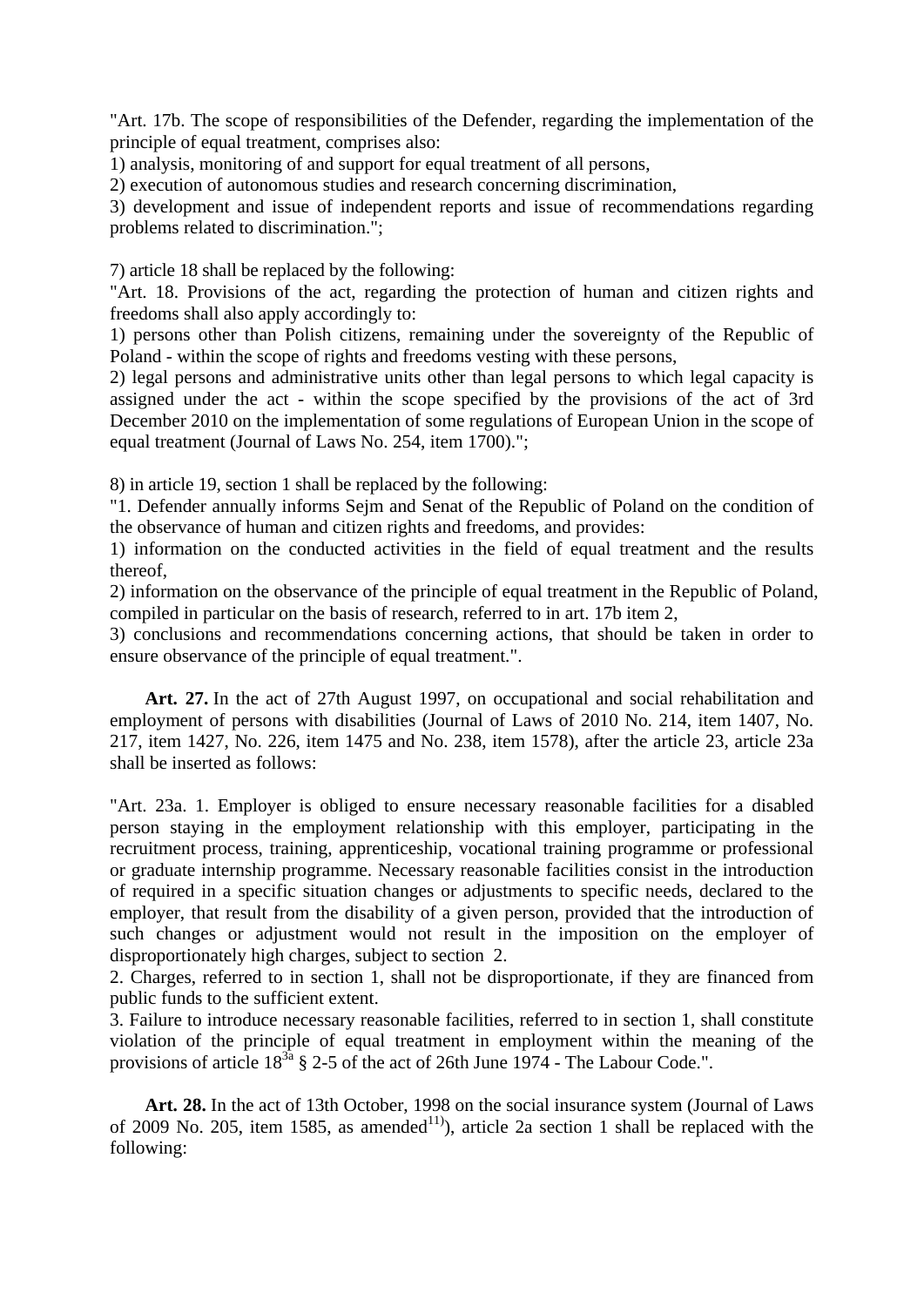"Art. 17b. The scope of responsibilities of the Defender, regarding the implementation of the principle of equal treatment, comprises also:
1) analysis, monitoring of and support for equal treatment of all persons,
2) execution of autonomous studies and research concerning discrimination,
3) development and issue of independent reports and issue of recommendations regarding problems related to discrimination.";

7) article 18 shall be replaced by the following:
"Art. 18. Provisions of the act, regarding the protection of human and citizen rights and freedoms shall also apply accordingly to:
1) persons other than Polish citizens, remaining under the sovereignty of the Republic of Poland - within the scope of rights and freedoms vesting with these persons,
2) legal persons and administrative units other than legal persons to which legal capacity is assigned under the act - within the scope specified by the provisions of the act of 3rd December 2010 on the implementation of some regulations of European Union in the scope of equal treatment (Journal of Laws No. 254, item 1700).";

8) in article 19, section 1 shall be replaced by the following:
"1. Defender annually informs Sejm and Senat of the Republic of Poland on the condition of the observance of human and citizen rights and freedoms, and provides:
1) information on the conducted activities in the field of equal treatment and the results thereof,
2) information on the observance of the principle of equal treatment in the Republic of Poland, compiled in particular on the basis of research, referred to in art. 17b item 2,
3) conclusions and recommendations concerning actions, that should be taken in order to ensure observance of the principle of equal treatment.".

**Art. 27.** In the act of 27th August 1997, on occupational and social rehabilitation and employment of persons with disabilities (Journal of Laws of 2010 No. 214, item 1407, No. 217, item 1427, No. 226, item 1475 and No. 238, item 1578), after the article 23, article 23a shall be inserted as follows:

"Art. 23a. 1. Employer is obliged to ensure necessary reasonable facilities for a disabled person staying in the employment relationship with this employer, participating in the recruitment process, training, apprenticeship, vocational training programme or professional or graduate internship programme. Necessary reasonable facilities consist in the introduction of required in a specific situation changes or adjustments to specific needs, declared to the employer, that result from the disability of a given person, provided that the introduction of such changes or adjustment would not result in the imposition on the employer of disproportionately high charges, subject to section 2.
2. Charges, referred to in section 1, shall not be disproportionate, if they are financed from public funds to the sufficient extent.
3. Failure to introduce necessary reasonable facilities, referred to in section 1, shall constitute violation of the principle of equal treatment in employment within the meaning of the provisions of article $18^{3a}$ § 2-5 of the act of 26th June 1974 - The Labour Code.".

**Art. 28.** In the act of 13th October, 1998 on the social insurance system (Journal of Laws of 2009 No. 205, item 1585, as amended[11)]), article 2a section 1 shall be replaced with the following: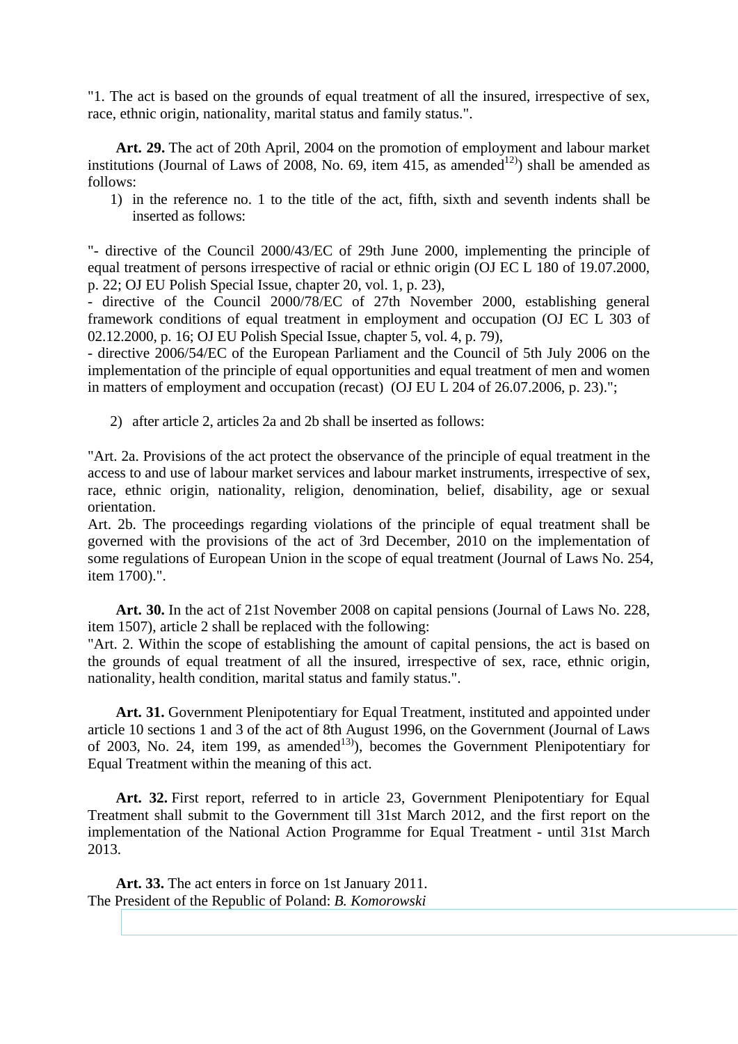"1. The act is based on the grounds of equal treatment of all the insured, irrespective of sex, race, ethnic origin, nationality, marital status and family status.".

**Art. 29.** The act of 20th April, 2004 on the promotion of employment and labour market institutions (Journal of Laws of 2008, No. 69, item 415, as amended[12)]) shall be amended as follows:

1) in the reference no. 1 to the title of the act, fifth, sixth and seventh indents shall be inserted as follows:

"- directive of the Council 2000/43/EC of 29th June 2000, implementing the principle of equal treatment of persons irrespective of racial or ethnic origin (OJ EC L 180 of 19.07.2000, p. 22; OJ EU Polish Special Issue, chapter 20, vol. 1, p. 23),
- directive of the Council 2000/78/EC of 27th November 2000, establishing general framework conditions of equal treatment in employment and occupation (OJ EC L 303 of 02.12.2000, p. 16; OJ EU Polish Special Issue, chapter 5, vol. 4, p. 79),
- directive 2006/54/EC of the European Parliament and the Council of 5th July 2006 on the implementation of the principle of equal opportunities and equal treatment of men and women in matters of employment and occupation (recast) (OJ EU L 204 of 26.07.2006, p. 23).";

2) after article 2, articles 2a and 2b shall be inserted as follows:

"Art. 2a. Provisions of the act protect the observance of the principle of equal treatment in the access to and use of labour market services and labour market instruments, irrespective of sex, race, ethnic origin, nationality, religion, denomination, belief, disability, age or sexual orientation.
Art. 2b. The proceedings regarding violations of the principle of equal treatment shall be governed with the provisions of the act of 3rd December, 2010 on the implementation of some regulations of European Union in the scope of equal treatment (Journal of Laws No. 254, item 1700).".

**Art. 30.** In the act of 21st November 2008 on capital pensions (Journal of Laws No. 228, item 1507), article 2 shall be replaced with the following:
"Art. 2. Within the scope of establishing the amount of capital pensions, the act is based on the grounds of equal treatment of all the insured, irrespective of sex, race, ethnic origin, nationality, health condition, marital status and family status.".

**Art. 31.** Government Plenipotentiary for Equal Treatment, instituted and appointed under article 10 sections 1 and 3 of the act of 8th August 1996, on the Government (Journal of Laws of 2003, No. 24, item 199, as amended[13)]), becomes the Government Plenipotentiary for Equal Treatment within the meaning of this act.

**Art. 32.** First report, referred to in article 23, Government Plenipotentiary for Equal Treatment shall submit to the Government till 31st March 2012, and the first report on the implementation of the National Action Programme for Equal Treatment - until 31st March 2013.

**Art. 33.** The act enters in force on 1st January 2011.
The President of the Republic of Poland: *B. Komorowski*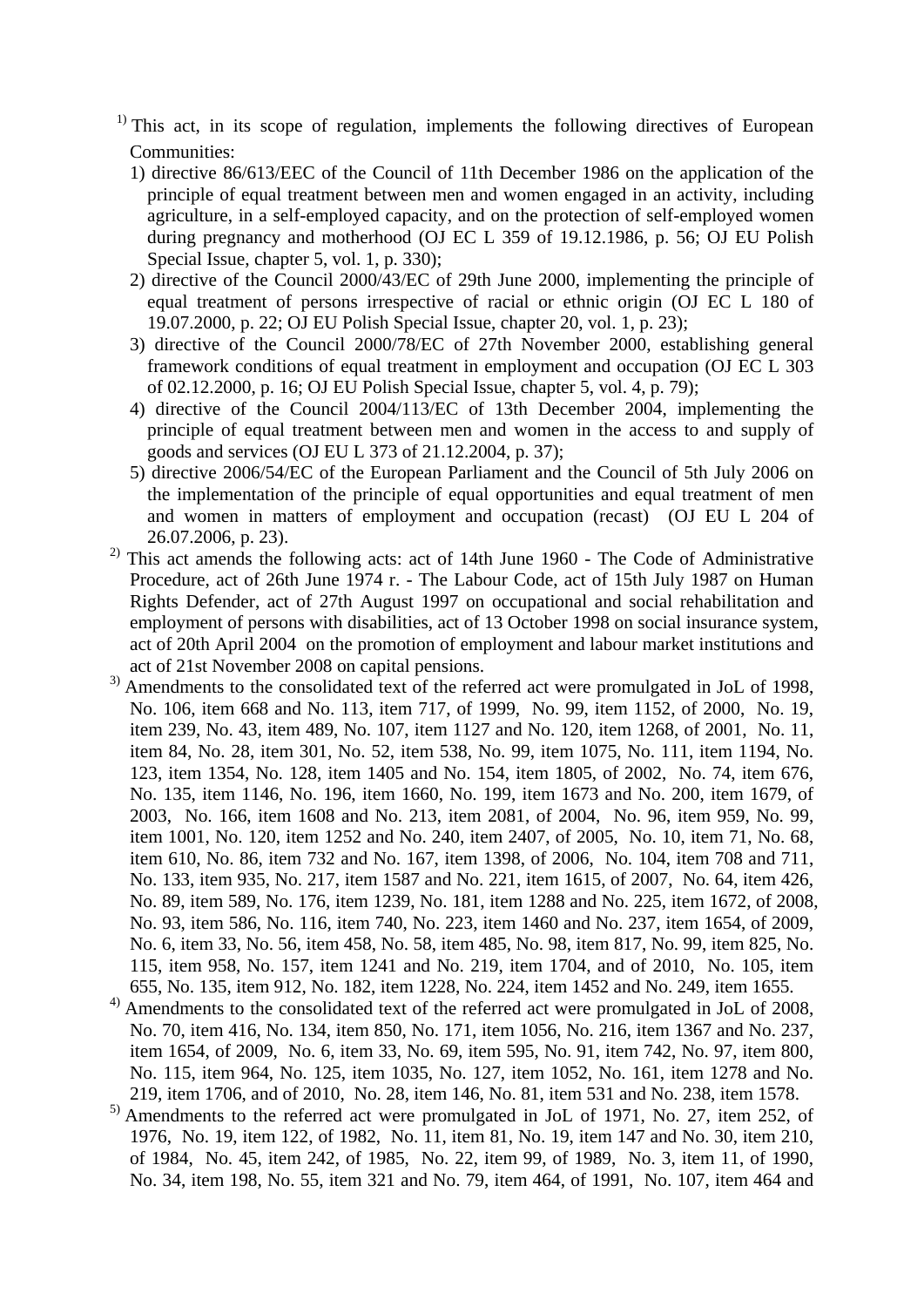[1] This act, in its scope of regulation, implements the following directives of European Communities:

1) directive 86/613/EEC of the Council of 11th December 1986 on the application of the principle of equal treatment between men and women engaged in an activity, including agriculture, in a self-employed capacity, and on the protection of self-employed women during pregnancy and motherhood (OJ EC L 359 of 19.12.1986, p. 56; OJ EU Polish Special Issue, chapter 5, vol. 1, p. 330);
2) directive of the Council 2000/43/EC of 29th June 2000, implementing the principle of equal treatment of persons irrespective of racial or ethnic origin (OJ EC L 180 of 19.07.2000, p. 22; OJ EU Polish Special Issue, chapter 20, vol. 1, p. 23);
3) directive of the Council 2000/78/EC of 27th November 2000, establishing general framework conditions of equal treatment in employment and occupation (OJ EC L 303 of 02.12.2000, p. 16; OJ EU Polish Special Issue, chapter 5, vol. 4, p. 79);
4) directive of the Council 2004/113/EC of 13th December 2004, implementing the principle of equal treatment between men and women in the access to and supply of goods and services (OJ EU L 373 of 21.12.2004, p. 37);
5) directive 2006/54/EC of the European Parliament and the Council of 5th July 2006 on the implementation of the principle of equal opportunities and equal treatment of men and women in matters of employment and occupation (recast) (OJ EU L 204 of 26.07.2006, p. 23).

[2] This act amends the following acts: act of 14th June 1960 - The Code of Administrative Procedure, act of 26th June 1974 r. - The Labour Code, act of 15th July 1987 on Human Rights Defender, act of 27th August 1997 on occupational and social rehabilitation and employment of persons with disabilities, act of 13 October 1998 on social insurance system, act of 20th April 2004 on the promotion of employment and labour market institutions and act of 21st November 2008 on capital pensions.

[3] Amendments to the consolidated text of the referred act were promulgated in JoL of 1998, No. 106, item 668 and No. 113, item 717, of 1999, No. 99, item 1152, of 2000, No. 19, item 239, No. 43, item 489, No. 107, item 1127 and No. 120, item 1268, of 2001, No. 11, item 84, No. 28, item 301, No. 52, item 538, No. 99, item 1075, No. 111, item 1194, No. 123, item 1354, No. 128, item 1405 and No. 154, item 1805, of 2002, No. 74, item 676, No. 135, item 1146, No. 196, item 1660, No. 199, item 1673 and No. 200, item 1679, of 2003, No. 166, item 1608 and No. 213, item 2081, of 2004, No. 96, item 959, No. 99, item 1001, No. 120, item 1252 and No. 240, item 2407, of 2005, No. 10, item 71, No. 68, item 610, No. 86, item 732 and No. 167, item 1398, of 2006, No. 104, item 708 and 711, No. 133, item 935, No. 217, item 1587 and No. 221, item 1615, of 2007, No. 64, item 426, No. 89, item 589, No. 176, item 1239, No. 181, item 1288 and No. 225, item 1672, of 2008, No. 93, item 586, No. 116, item 740, No. 223, item 1460 and No. 237, item 1654, of 2009, No. 6, item 33, No. 56, item 458, No. 58, item 485, No. 98, item 817, No. 99, item 825, No. 115, item 958, No. 157, item 1241 and No. 219, item 1704, and of 2010, No. 105, item 655, No. 135, item 912, No. 182, item 1228, No. 224, item 1452 and No. 249, item 1655.

[4] Amendments to the consolidated text of the referred act were promulgated in JoL of 2008, No. 70, item 416, No. 134, item 850, No. 171, item 1056, No. 216, item 1367 and No. 237, item 1654, of 2009, No. 6, item 33, No. 69, item 595, No. 91, item 742, No. 97, item 800, No. 115, item 964, No. 125, item 1035, No. 127, item 1052, No. 161, item 1278 and No. 219, item 1706, and of 2010, No. 28, item 146, No. 81, item 531 and No. 238, item 1578.

[5] Amendments to the referred act were promulgated in JoL of 1971, No. 27, item 252, of 1976, No. 19, item 122, of 1982, No. 11, item 81, No. 19, item 147 and No. 30, item 210, of 1984, No. 45, item 242, of 1985, No. 22, item 99, of 1989, No. 3, item 11, of 1990, No. 34, item 198, No. 55, item 321 and No. 79, item 464, of 1991, No. 107, item 464 and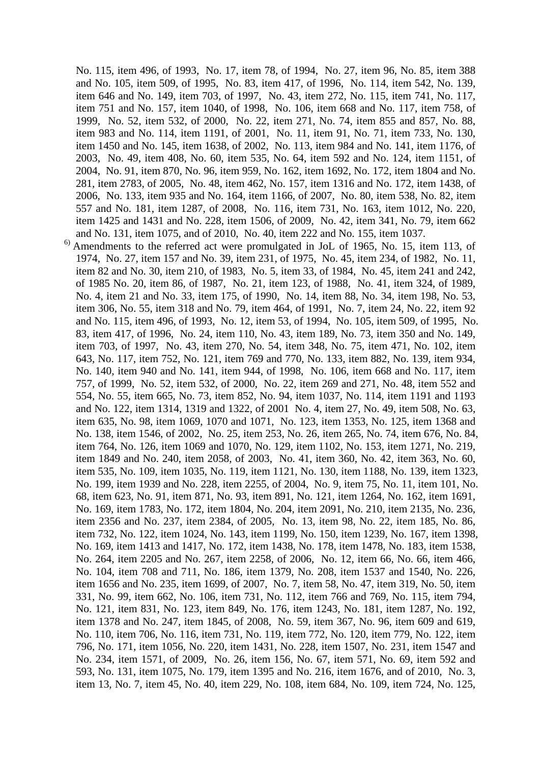No. 115, item 496, of 1993, No. 17, item 78, of 1994, No. 27, item 96, No. 85, item 388 and No. 105, item 509, of 1995, No. 83, item 417, of 1996, No. 114, item 542, No. 139, item 646 and No. 149, item 703, of 1997, No. 43, item 272, No. 115, item 741, No. 117, item 751 and No. 157, item 1040, of 1998, No. 106, item 668 and No. 117, item 758, of 1999, No. 52, item 532, of 2000, No. 22, item 271, No. 74, item 855 and 857, No. 88, item 983 and No. 114, item 1191, of 2001, No. 11, item 91, No. 71, item 733, No. 130, item 1450 and No. 145, item 1638, of 2002, No. 113, item 984 and No. 141, item 1176, of 2003, No. 49, item 408, No. 60, item 535, No. 64, item 592 and No. 124, item 1151, of 2004, No. 91, item 870, No. 96, item 959, No. 162, item 1692, No. 172, item 1804 and No. 281, item 2783, of 2005, No. 48, item 462, No. 157, item 1316 and No. 172, item 1438, of 2006, No. 133, item 935 and No. 164, item 1166, of 2007, No. 80, item 538, No. 82, item 557 and No. 181, item 1287, of 2008, No. 116, item 731, No. 163, item 1012, No. 220, item 1425 and 1431 and No. 228, item 1506, of 2009, No. 42, item 341, No. 79, item 662 and No. 131, item 1075, and of 2010, No. 40, item 222 and No. 155, item 1037.

[6] Amendments to the referred act were promulgated in JoL of 1965, No. 15, item 113, of 1974, No. 27, item 157 and No. 39, item 231, of 1975, No. 45, item 234, of 1982, No. 11, item 82 and No. 30, item 210, of 1983, No. 5, item 33, of 1984, No. 45, item 241 and 242, of 1985 No. 20, item 86, of 1987, No. 21, item 123, of 1988, No. 41, item 324, of 1989, No. 4, item 21 and No. 33, item 175, of 1990, No. 14, item 88, No. 34, item 198, No. 53, item 306, No. 55, item 318 and No. 79, item 464, of 1991, No. 7, item 24, No. 22, item 92 and No. 115, item 496, of 1993, No. 12, item 53, of 1994, No. 105, item 509, of 1995, No. 83, item 417, of 1996, No. 24, item 110, No. 43, item 189, No. 73, item 350 and No. 149, item 703, of 1997, No. 43, item 270, No. 54, item 348, No. 75, item 471, No. 102, item 643, No. 117, item 752, No. 121, item 769 and 770, No. 133, item 882, No. 139, item 934, No. 140, item 940 and No. 141, item 944, of 1998, No. 106, item 668 and No. 117, item 757, of 1999, No. 52, item 532, of 2000, No. 22, item 269 and 271, No. 48, item 552 and 554, No. 55, item 665, No. 73, item 852, No. 94, item 1037, No. 114, item 1191 and 1193 and No. 122, item 1314, 1319 and 1322, of 2001 No. 4, item 27, No. 49, item 508, No. 63, item 635, No. 98, item 1069, 1070 and 1071, No. 123, item 1353, No. 125, item 1368 and No. 138, item 1546, of 2002, No. 25, item 253, No. 26, item 265, No. 74, item 676, No. 84, item 764, No. 126, item 1069 and 1070, No. 129, item 1102, No. 153, item 1271, No. 219, item 1849 and No. 240, item 2058, of 2003, No. 41, item 360, No. 42, item 363, No. 60, item 535, No. 109, item 1035, No. 119, item 1121, No. 130, item 1188, No. 139, item 1323, No. 199, item 1939 and No. 228, item 2255, of 2004, No. 9, item 75, No. 11, item 101, No. 68, item 623, No. 91, item 871, No. 93, item 891, No. 121, item 1264, No. 162, item 1691, No. 169, item 1783, No. 172, item 1804, No. 204, item 2091, No. 210, item 2135, No. 236, item 2356 and No. 237, item 2384, of 2005, No. 13, item 98, No. 22, item 185, No. 86, item 732, No. 122, item 1024, No. 143, item 1199, No. 150, item 1239, No. 167, item 1398, No. 169, item 1413 and 1417, No. 172, item 1438, No. 178, item 1478, No. 183, item 1538, No. 264, item 2205 and No. 267, item 2258, of 2006, No. 12, item 66, No. 66, item 466, No. 104, item 708 and 711, No. 186, item 1379, No. 208, item 1537 and 1540, No. 226, item 1656 and No. 235, item 1699, of 2007, No. 7, item 58, No. 47, item 319, No. 50, item 331, No. 99, item 662, No. 106, item 731, No. 112, item 766 and 769, No. 115, item 794, No. 121, item 831, No. 123, item 849, No. 176, item 1243, No. 181, item 1287, No. 192, item 1378 and No. 247, item 1845, of 2008, No. 59, item 367, No. 96, item 609 and 619, No. 110, item 706, No. 116, item 731, No. 119, item 772, No. 120, item 779, No. 122, item 796, No. 171, item 1056, No. 220, item 1431, No. 228, item 1507, No. 231, item 1547 and No. 234, item 1571, of 2009, No. 26, item 156, No. 67, item 571, No. 69, item 592 and 593, No. 131, item 1075, No. 179, item 1395 and No. 216, item 1676, and of 2010, No. 3, item 13, No. 7, item 45, No. 40, item 229, No. 108, item 684, No. 109, item 724, No. 125,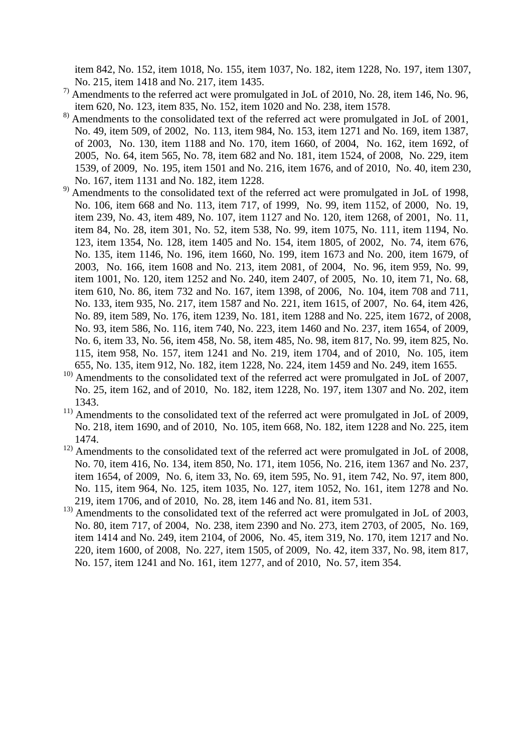item 842, No. 152, item 1018, No. 155, item 1037, No. 182, item 1228, No. 197, item 1307, No. 215, item 1418 and No. 217, item 1435.

[7] Amendments to the referred act were promulgated in JoL of 2010, No. 28, item 146, No. 96, item 620, No. 123, item 835, No. 152, item 1020 and No. 238, item 1578.

[8] Amendments to the consolidated text of the referred act were promulgated in JoL of 2001, No. 49, item 509, of 2002, No. 113, item 984, No. 153, item 1271 and No. 169, item 1387, of 2003, No. 130, item 1188 and No. 170, item 1660, of 2004, No. 162, item 1692, of 2005, No. 64, item 565, No. 78, item 682 and No. 181, item 1524, of 2008, No. 229, item 1539, of 2009, No. 195, item 1501 and No. 216, item 1676, and of 2010, No. 40, item 230, No. 167, item 1131 and No. 182, item 1228.

[9] Amendments to the consolidated text of the referred act were promulgated in JoL of 1998, No. 106, item 668 and No. 113, item 717, of 1999, No. 99, item 1152, of 2000, No. 19, item 239, No. 43, item 489, No. 107, item 1127 and No. 120, item 1268, of 2001, No. 11, item 84, No. 28, item 301, No. 52, item 538, No. 99, item 1075, No. 111, item 1194, No. 123, item 1354, No. 128, item 1405 and No. 154, item 1805, of 2002, No. 74, item 676, No. 135, item 1146, No. 196, item 1660, No. 199, item 1673 and No. 200, item 1679, of 2003, No. 166, item 1608 and No. 213, item 2081, of 2004, No. 96, item 959, No. 99, item 1001, No. 120, item 1252 and No. 240, item 2407, of 2005, No. 10, item 71, No. 68, item 610, No. 86, item 732 and No. 167, item 1398, of 2006, No. 104, item 708 and 711, No. 133, item 935, No. 217, item 1587 and No. 221, item 1615, of 2007, No. 64, item 426, No. 89, item 589, No. 176, item 1239, No. 181, item 1288 and No. 225, item 1672, of 2008, No. 93, item 586, No. 116, item 740, No. 223, item 1460 and No. 237, item 1654, of 2009, No. 6, item 33, No. 56, item 458, No. 58, item 485, No. 98, item 817, No. 99, item 825, No. 115, item 958, No. 157, item 1241 and No. 219, item 1704, and of 2010, No. 105, item 655, No. 135, item 912, No. 182, item 1228, No. 224, item 1459 and No. 249, item 1655.

[10] Amendments to the consolidated text of the referred act were promulgated in JoL of 2007, No. 25, item 162, and of 2010, No. 182, item 1228, No. 197, item 1307 and No. 202, item 1343.

[11] Amendments to the consolidated text of the referred act were promulgated in JoL of 2009, No. 218, item 1690, and of 2010, No. 105, item 668, No. 182, item 1228 and No. 225, item 1474.

[12] Amendments to the consolidated text of the referred act were promulgated in JoL of 2008, No. 70, item 416, No. 134, item 850, No. 171, item 1056, No. 216, item 1367 and No. 237, item 1654, of 2009, No. 6, item 33, No. 69, item 595, No. 91, item 742, No. 97, item 800, No. 115, item 964, No. 125, item 1035, No. 127, item 1052, No. 161, item 1278 and No. 219, item 1706, and of 2010, No. 28, item 146 and No. 81, item 531.

[13] Amendments to the consolidated text of the referred act were promulgated in JoL of 2003, No. 80, item 717, of 2004, No. 238, item 2390 and No. 273, item 2703, of 2005, No. 169, item 1414 and No. 249, item 2104, of 2006, No. 45, item 319, No. 170, item 1217 and No. 220, item 1600, of 2008, No. 227, item 1505, of 2009, No. 42, item 337, No. 98, item 817, No. 157, item 1241 and No. 161, item 1277, and of 2010, No. 57, item 354.